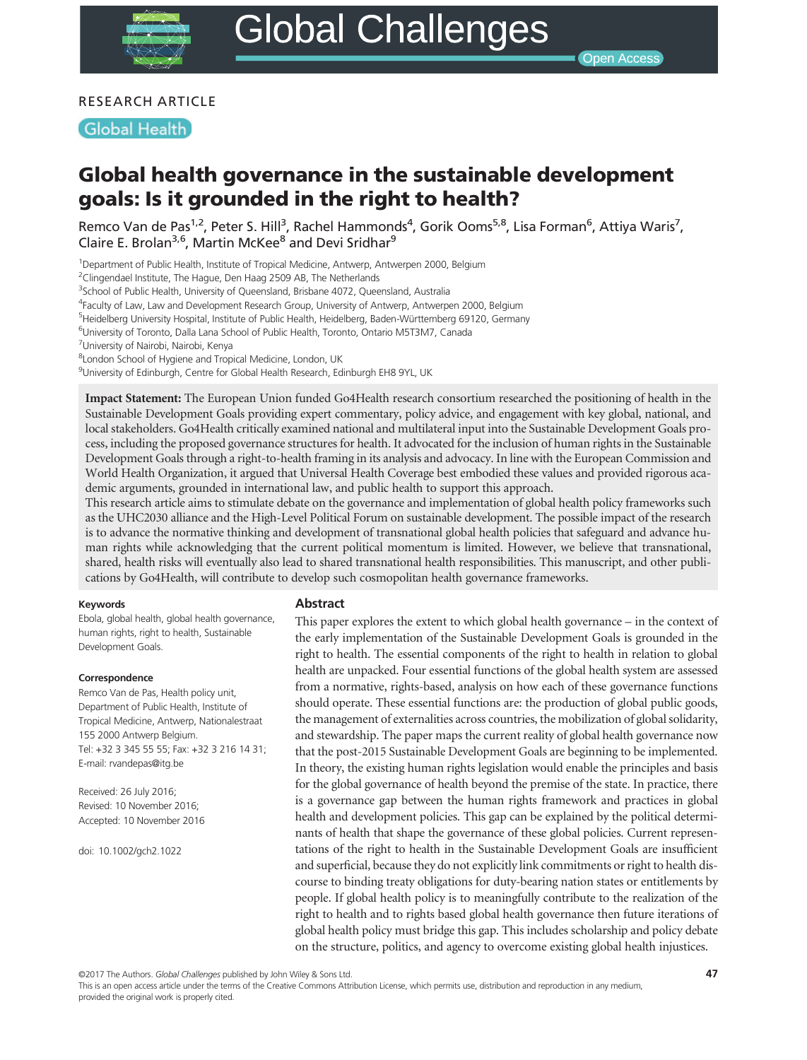RESEARCH ARTICLE

Global Health

# Global health governance in the sustainable development goals: Is it grounded in the right to health?

Remco Van de Pas[1,2], Peter S. Hill[3], Rachel Hammonds[4], Gorik Ooms[5,8], Lisa Forman[6], Attiya Waris[7], Claire E. Brolan[3,6], Martin McKee[8] and Devi Sridhar[9]

[1]Department of Public Health, Institute of Tropical Medicine, Antwerp, Antwerpen 2000, Belgium
[2]Clingendael Institute, The Hague, Den Haag 2509 AB, The Netherlands
[3]School of Public Health, University of Queensland, Brisbane 4072, Queensland, Australia
[4]Faculty of Law, Law and Development Research Group, University of Antwerp, Antwerpen 2000, Belgium
[5]Heidelberg University Hospital, Institute of Public Health, Heidelberg, Baden-Württemberg 69120, Germany
[6]University of Toronto, Dalla Lana School of Public Health, Toronto, Ontario M5T3M7, Canada
[7]University of Nairobi, Nairobi, Kenya
[8]London School of Hygiene and Tropical Medicine, London, UK
[9]University of Edinburgh, Centre for Global Health Research, Edinburgh EH8 9YL, UK

**Impact Statement:** The European Union funded Go4Health research consortium researched the positioning of health in the Sustainable Development Goals providing expert commentary, policy advice, and engagement with key global, national, and local stakeholders. Go4Health critically examined national and multilateral input into the Sustainable Development Goals process, including the proposed governance structures for health. It advocated for the inclusion of human rights in the Sustainable Development Goals through a right-to-health framing in its analysis and advocacy. In line with the European Commission and World Health Organization, it argued that Universal Health Coverage best embodied these values and provided rigorous academic arguments, grounded in international law, and public health to support this approach.
This research article aims to stimulate debate on the governance and implementation of global health policy frameworks such as the UHC2030 alliance and the High-Level Political Forum on sustainable development. The possible impact of the research is to advance the normative thinking and development of transnational global health policies that safeguard and advance human rights while acknowledging that the current political momentum is limited. However, we believe that transnational, shared, health risks will eventually also lead to shared transnational health responsibilities. This manuscript, and other publications by Go4Health, will contribute to develop such cosmopolitan health governance frameworks.

**Keywords**
Ebola, global health, global health governance, human rights, right to health, Sustainable Development Goals.

**Correspondence**
Remco Van de Pas, Health policy unit, Department of Public Health, Institute of Tropical Medicine, Antwerp, Nationalestraat 155 2000 Antwerp Belgium.
Tel: +32 3 345 55 55; Fax: +32 3 216 14 31;
E-mail: rvandepas@itg.be

Received: 26 July 2016;
Revised: 10 November 2016;
Accepted: 10 November 2016

doi: 10.1002/gch2.1022

## Abstract

This paper explores the extent to which global health governance – in the context of the early implementation of the Sustainable Development Goals is grounded in the right to health. The essential components of the right to health in relation to global health are unpacked. Four essential functions of the global health system are assessed from a normative, rights-based, analysis on how each of these governance functions should operate. These essential functions are: the production of global public goods, the management of externalities across countries, the mobilization of global solidarity, and stewardship. The paper maps the current reality of global health governance now that the post-2015 Sustainable Development Goals are beginning to be implemented. In theory, the existing human rights legislation would enable the principles and basis for the global governance of health beyond the premise of the state. In practice, there is a governance gap between the human rights framework and practices in global health and development policies. This gap can be explained by the political determinants of health that shape the governance of these global policies. Current representations of the right to health in the Sustainable Development Goals are insufficient and superficial, because they do not explicitly link commitments or right to health discourse to binding treaty obligations for duty-bearing nation states or entitlements by people. If global health policy is to meaningfully contribute to the realization of the right to health and to rights based global health governance then future iterations of global health policy must bridge this gap. This includes scholarship and policy debate on the structure, politics, and agency to overcome existing global health injustices.

©2017 The Authors. *Global Challenges* published by John Wiley & Sons Ltd.
This is an open access article under the terms of the Creative Commons Attribution License, which permits use, distribution and reproduction in any medium, provided the original work is properly cited.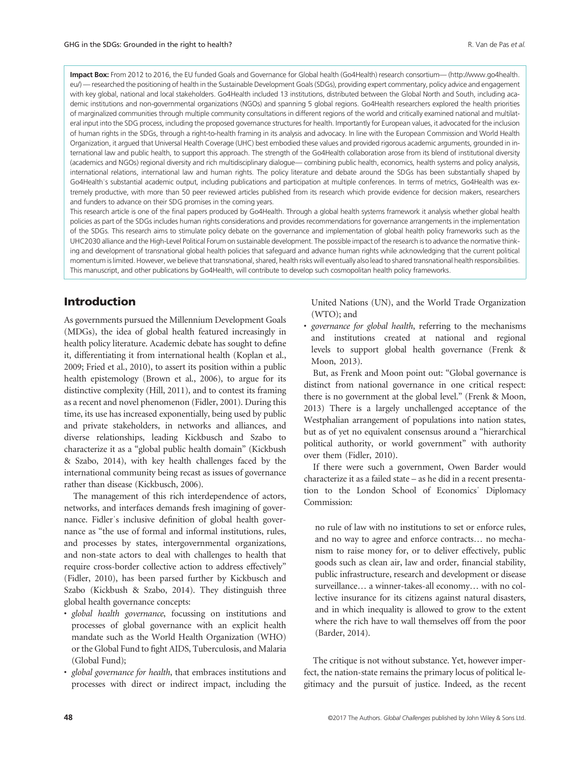**Impact Box:** From 2012 to 2016, the EU funded Goals and Governance for Global health (Go4Health) research consortium— (http://www.go4health.eu/) — researched the positioning of health in the Sustainable Development Goals (SDGs), providing expert commentary, policy advice and engagement with key global, national and local stakeholders. Go4Health included 13 institutions, distributed between the Global North and South, including academic institutions and non-governmental organizations (NGOs) and spanning 5 global regions. Go4Health researchers explored the health priorities of marginalized communities through multiple community consultations in different regions of the world and critically examined national and multilateral input into the SDG process, including the proposed governance structures for health. Importantly for European values, it advocated for the inclusion of human rights in the SDGs, through a right-to-health framing in its analysis and advocacy. In line with the European Commission and World Health Organization, it argued that Universal Health Coverage (UHC) best embodied these values and provided rigorous academic arguments, grounded in international law and public health, to support this approach. The strength of the Go4Health collaboration arose from its blend of institutional diversity (academics and NGOs) regional diversity and rich multidisciplinary dialogue— combining public health, economics, health systems and policy analysis, international relations, international law and human rights. The policy literature and debate around the SDGs has been substantially shaped by Go4Health's substantial academic output, including publications and participation at multiple conferences. In terms of metrics, Go4Health was extremely productive, with more than 50 peer reviewed articles published from its research which provide evidence for decision makers, researchers and funders to advance on their SDG promises in the coming years.

This research article is one of the final papers produced by Go4Health. Through a global health systems framework it analysis whether global health policies as part of the SDGs includes human rights considerations and provides recommendations for governance arrangements in the implementation of the SDGs. This research aims to stimulate policy debate on the governance and implementation of global health policy frameworks such as the UHC2030 alliance and the High-Level Political Forum on sustainable development. The possible impact of the research is to advance the normative thinking and development of transnational global health policies that safeguard and advance human rights while acknowledging that the current political momentum is limited. However, we believe that transnational, shared, health risks will eventually also lead to shared transnational health responsibilities. This manuscript, and other publications by Go4Health, will contribute to develop such cosmopolitan health policy frameworks.

## Introduction

As governments pursued the Millennium Development Goals (MDGs), the idea of global health featured increasingly in health policy literature. Academic debate has sought to define it, differentiating it from international health (Koplan et al., 2009; Fried et al., 2010), to assert its position within a public health epistemology (Brown et al., 2006), to argue for its distinctive complexity (Hill, 2011), and to contest its framing as a recent and novel phenomenon (Fidler, 2001). During this time, its use has increased exponentially, being used by public and private stakeholders, in networks and alliances, and diverse relationships, leading Kickbusch and Szabo to characterize it as a "global public health domain" (Kickbush & Szabo, 2014), with key health challenges faced by the international community being recast as issues of governance rather than disease (Kickbusch, 2006).

The management of this rich interdependence of actors, networks, and interfaces demands fresh imagining of governance. Fidler's inclusive definition of global health governance as "the use of formal and informal institutions, rules, and processes by states, intergovernmental organizations, and non-state actors to deal with challenges to health that require cross-border collective action to address effectively" (Fidler, 2010), has been parsed further by Kickbusch and Szabo (Kickbush & Szabo, 2014). They distinguish three global health governance concepts:

- *global health governance*, focussing on institutions and processes of global governance with an explicit health mandate such as the World Health Organization (WHO) or the Global Fund to fight AIDS, Tuberculosis, and Malaria (Global Fund);
- *global governance for health*, that embraces institutions and processes with direct or indirect impact, including the United Nations (UN), and the World Trade Organization (WTO); and
- *governance for global health*, referring to the mechanisms and institutions created at national and regional levels to support global health governance (Frenk & Moon, 2013).

But, as Frenk and Moon point out: "Global governance is distinct from national governance in one critical respect: there is no government at the global level." (Frenk & Moon, 2013) There is a largely unchallenged acceptance of the Westphalian arrangement of populations into nation states, but as of yet no equivalent consensus around a "hierarchical political authority, or world government" with authority over them (Fidler, 2010).

If there were such a government, Owen Barder would characterize it as a failed state – as he did in a recent presentation to the London School of Economics' Diplomacy Commission:

> no rule of law with no institutions to set or enforce rules, and no way to agree and enforce contracts… no mechanism to raise money for, or to deliver effectively, public goods such as clean air, law and order, financial stability, public infrastructure, research and development or disease surveillance… a winner-takes-all economy… with no collective insurance for its citizens against natural disasters, and in which inequality is allowed to grow to the extent where the rich have to wall themselves off from the poor (Barder, 2014).

The critique is not without substance. Yet, however imperfect, the nation-state remains the primary locus of political legitimacy and the pursuit of justice. Indeed, as the recent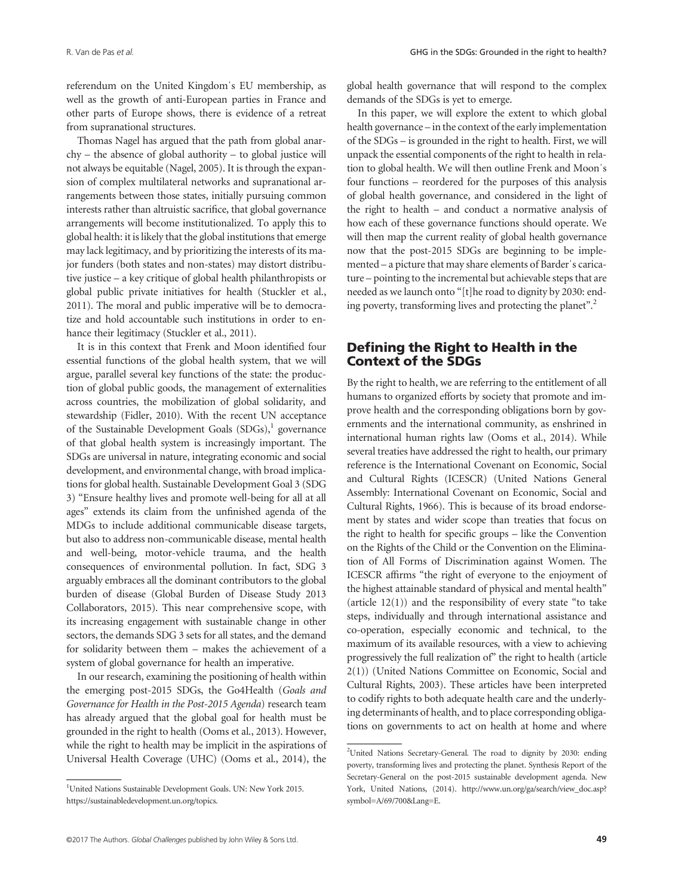referendum on the United Kingdom's EU membership, as well as the growth of anti-European parties in France and other parts of Europe shows, there is evidence of a retreat from supranational structures.

Thomas Nagel has argued that the path from global anarchy – the absence of global authority – to global justice will not always be equitable (Nagel, 2005). It is through the expansion of complex multilateral networks and supranational arrangements between those states, initially pursuing common interests rather than altruistic sacrifice, that global governance arrangements will become institutionalized. To apply this to global health: it is likely that the global institutions that emerge may lack legitimacy, and by prioritizing the interests of its major funders (both states and non-states) may distort distributive justice – a key critique of global health philanthropists or global public private initiatives for health (Stuckler et al., 2011). The moral and public imperative will be to democratize and hold accountable such institutions in order to enhance their legitimacy (Stuckler et al., 2011).

It is in this context that Frenk and Moon identified four essential functions of the global health system, that we will argue, parallel several key functions of the state: the production of global public goods, the management of externalities across countries, the mobilization of global solidarity, and stewardship (Fidler, 2010). With the recent UN acceptance of the Sustainable Development Goals (SDGs),[1] governance of that global health system is increasingly important. The SDGs are universal in nature, integrating economic and social development, and environmental change, with broad implications for global health. Sustainable Development Goal 3 (SDG 3) "Ensure healthy lives and promote well-being for all at all ages" extends its claim from the unfinished agenda of the MDGs to include additional communicable disease targets, but also to address non-communicable disease, mental health and well-being, motor-vehicle trauma, and the health consequences of environmental pollution. In fact, SDG 3 arguably embraces all the dominant contributors to the global burden of disease (Global Burden of Disease Study 2013 Collaborators, 2015). This near comprehensive scope, with its increasing engagement with sustainable change in other sectors, the demands SDG 3 sets for all states, and the demand for solidarity between them – makes the achievement of a system of global governance for health an imperative.

In our research, examining the positioning of health within the emerging post-2015 SDGs, the Go4Health (*Goals and Governance for Health in the Post-2015 Agenda*) research team has already argued that the global goal for health must be grounded in the right to health (Ooms et al., 2013). However, while the right to health may be implicit in the aspirations of Universal Health Coverage (UHC) (Ooms et al., 2014), the global health governance that will respond to the complex demands of the SDGs is yet to emerge.

In this paper, we will explore the extent to which global health governance – in the context of the early implementation of the SDGs – is grounded in the right to health. First, we will unpack the essential components of the right to health in relation to global health. We will then outline Frenk and Moon's four functions – reordered for the purposes of this analysis of global health governance, and considered in the light of the right to health – and conduct a normative analysis of how each of these governance functions should operate. We will then map the current reality of global health governance now that the post-2015 SDGs are beginning to be implemented – a picture that may share elements of Barder's caricature – pointing to the incremental but achievable steps that are needed as we launch onto "[t]he road to dignity by 2030: ending poverty, transforming lives and protecting the planet".[2]

## Defining the Right to Health in the Context of the SDGs

By the right to health, we are referring to the entitlement of all humans to organized efforts by society that promote and improve health and the corresponding obligations born by governments and the international community, as enshrined in international human rights law (Ooms et al., 2014). While several treaties have addressed the right to health, our primary reference is the International Covenant on Economic, Social and Cultural Rights (ICESCR) (United Nations General Assembly: International Covenant on Economic, Social and Cultural Rights, 1966). This is because of its broad endorsement by states and wider scope than treaties that focus on the right to health for specific groups – like the Convention on the Rights of the Child or the Convention on the Elimination of All Forms of Discrimination against Women. The ICESCR affirms "the right of everyone to the enjoyment of the highest attainable standard of physical and mental health" (article 12(1)) and the responsibility of every state "to take steps, individually and through international assistance and co-operation, especially economic and technical, to the maximum of its available resources, with a view to achieving progressively the full realization of" the right to health (article 2(1)) (United Nations Committee on Economic, Social and Cultural Rights, 2003). These articles have been interpreted to codify rights to both adequate health care and the underlying determinants of health, and to place corresponding obligations on governments to act on health at home and where

---

[1] United Nations Sustainable Development Goals. UN: New York 2015. https://sustainabledevelopment.un.org/topics.

[2] United Nations Secretary-General. The road to dignity by 2030: ending poverty, transforming lives and protecting the planet. Synthesis Report of the Secretary-General on the post-2015 sustainable development agenda. New York, United Nations, (2014). http://www.un.org/ga/search/view_doc.asp?symbol=A/69/700&Lang=E.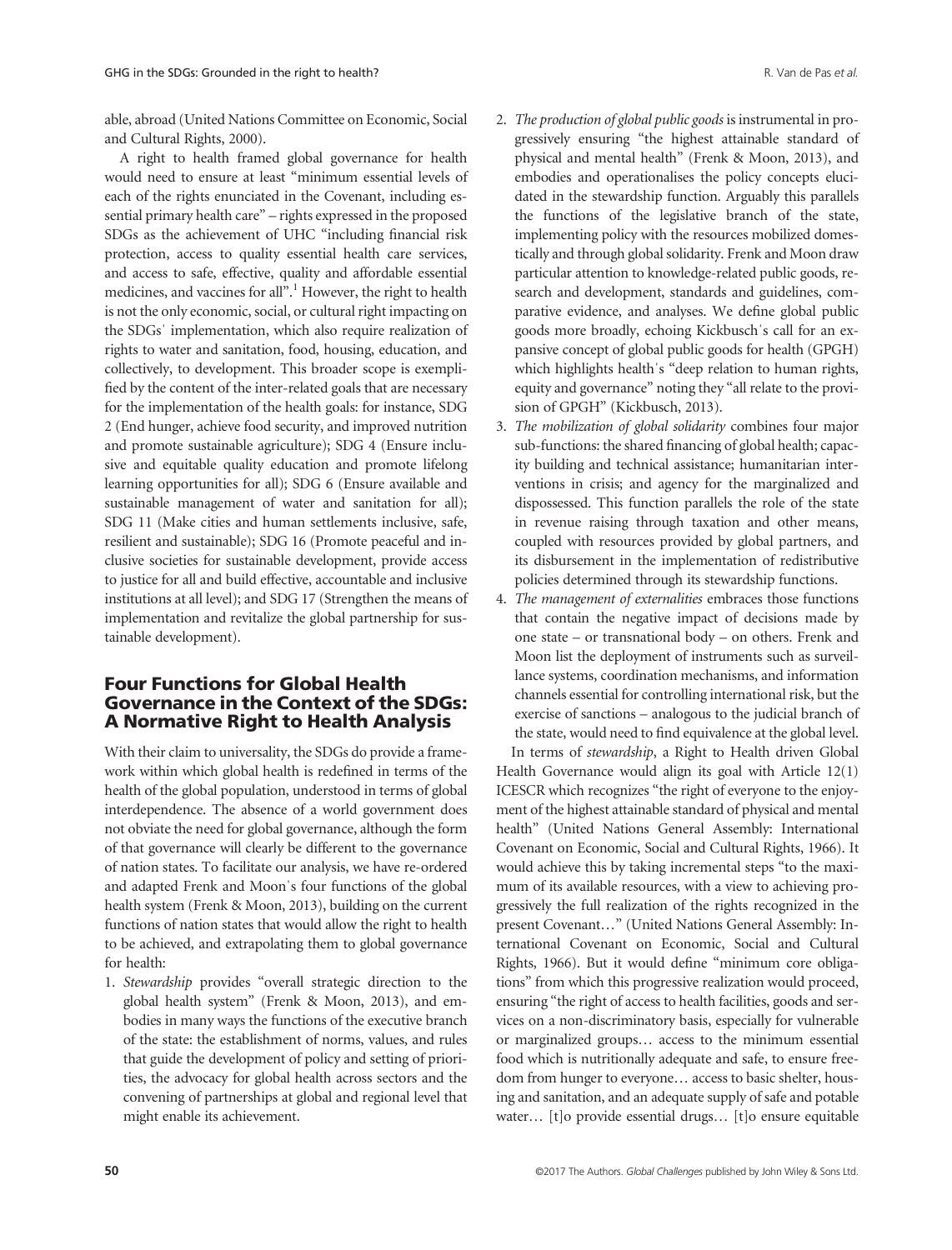able, abroad (United Nations Committee on Economic, Social and Cultural Rights, 2000).

A right to health framed global governance for health would need to ensure at least "minimum essential levels of each of the rights enunciated in the Covenant, including essential primary health care" – rights expressed in the proposed SDGs as the achievement of UHC "including financial risk protection, access to quality essential health care services, and access to safe, effective, quality and affordable essential medicines, and vaccines for all".[1] However, the right to health is not the only economic, social, or cultural right impacting on the SDGs' implementation, which also require realization of rights to water and sanitation, food, housing, education, and collectively, to development. This broader scope is exemplified by the content of the inter-related goals that are necessary for the implementation of the health goals: for instance, SDG 2 (End hunger, achieve food security, and improved nutrition and promote sustainable agriculture); SDG 4 (Ensure inclusive and equitable quality education and promote lifelong learning opportunities for all); SDG 6 (Ensure available and sustainable management of water and sanitation for all); SDG 11 (Make cities and human settlements inclusive, safe, resilient and sustainable); SDG 16 (Promote peaceful and inclusive societies for sustainable development, provide access to justice for all and build effective, accountable and inclusive institutions at all level); and SDG 17 (Strengthen the means of implementation and revitalize the global partnership for sustainable development).

## Four Functions for Global Health Governance in the Context of the SDGs: A Normative Right to Health Analysis

With their claim to universality, the SDGs do provide a framework within which global health is redefined in terms of the health of the global population, understood in terms of global interdependence. The absence of a world government does not obviate the need for global governance, although the form of that governance will clearly be different to the governance of nation states. To facilitate our analysis, we have re-ordered and adapted Frenk and Moon's four functions of the global health system (Frenk & Moon, 2013), building on the current functions of nation states that would allow the right to health to be achieved, and extrapolating them to global governance for health:

1. *Stewardship* provides "overall strategic direction to the global health system" (Frenk & Moon, 2013), and embodies in many ways the functions of the executive branch of the state: the establishment of norms, values, and rules that guide the development of policy and setting of priorities, the advocacy for global health across sectors and the convening of partnerships at global and regional level that might enable its achievement.
2. *The production of global public goods* is instrumental in progressively ensuring "the highest attainable standard of physical and mental health" (Frenk & Moon, 2013), and embodies and operationalises the policy concepts elucidated in the stewardship function. Arguably this parallels the functions of the legislative branch of the state, implementing policy with the resources mobilized domestically and through global solidarity. Frenk and Moon draw particular attention to knowledge-related public goods, research and development, standards and guidelines, comparative evidence, and analyses. We define global public goods more broadly, echoing Kickbusch's call for an expansive concept of global public goods for health (GPGH) which highlights health's "deep relation to human rights, equity and governance" noting they "all relate to the provision of GPGH" (Kickbusch, 2013).
3. *The mobilization of global solidarity* combines four major sub-functions: the shared financing of global health; capacity building and technical assistance; humanitarian interventions in crisis; and agency for the marginalized and dispossessed. This function parallels the role of the state in revenue raising through taxation and other means, coupled with resources provided by global partners, and its disbursement in the implementation of redistributive policies determined through its stewardship functions.
4. *The management of externalities* embraces those functions that contain the negative impact of decisions made by one state – or transnational body – on others. Frenk and Moon list the deployment of instruments such as surveillance systems, coordination mechanisms, and information channels essential for controlling international risk, but the exercise of sanctions – analogous to the judicial branch of the state, would need to find equivalence at the global level.

In terms of *stewardship*, a Right to Health driven Global Health Governance would align its goal with Article 12(1) ICESCR which recognizes "the right of everyone to the enjoyment of the highest attainable standard of physical and mental health" (United Nations General Assembly: International Covenant on Economic, Social and Cultural Rights, 1966). It would achieve this by taking incremental steps "to the maximum of its available resources, with a view to achieving progressively the full realization of the rights recognized in the present Covenant…" (United Nations General Assembly: International Covenant on Economic, Social and Cultural Rights, 1966). But it would define "minimum core obligations" from which this progressive realization would proceed, ensuring "the right of access to health facilities, goods and services on a non-discriminatory basis, especially for vulnerable or marginalized groups… access to the minimum essential food which is nutritionally adequate and safe, to ensure freedom from hunger to everyone… access to basic shelter, housing and sanitation, and an adequate supply of safe and potable water… [t]o provide essential drugs… [t]o ensure equitable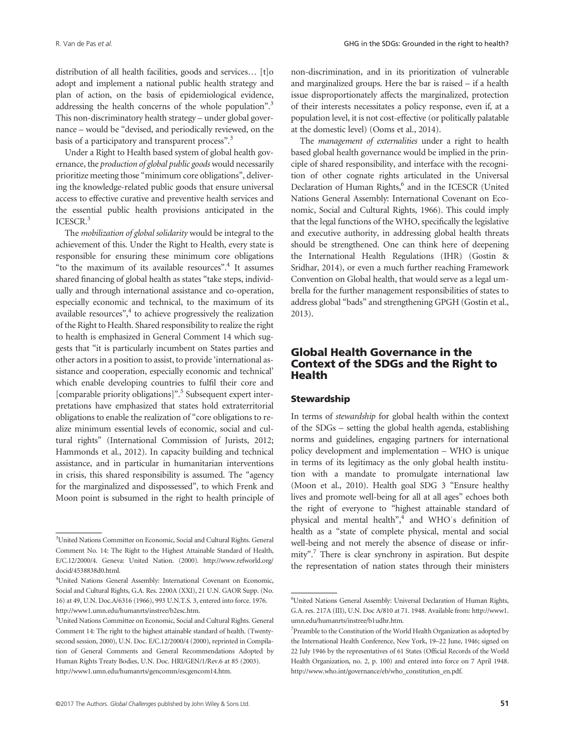distribution of all health facilities, goods and services… [t]o adopt and implement a national public health strategy and plan of action, on the basis of epidemiological evidence, addressing the health concerns of the whole population".[3] This non-discriminatory health strategy – under global governance – would be "devised, and periodically reviewed, on the basis of a participatory and transparent process".[3]

Under a Right to Health based system of global health governance, the *production of global public goods* would necessarily prioritize meeting those "minimum core obligations", delivering the knowledge-related public goods that ensure universal access to effective curative and preventive health services and the essential public health provisions anticipated in the ICESCR.[3]

The *mobilization of global solidarity* would be integral to the achievement of this. Under the Right to Health, every state is responsible for ensuring these minimum core obligations "to the maximum of its available resources".[4] It assumes shared financing of global health as states "take steps, individually and through international assistance and co-operation, especially economic and technical, to the maximum of its available resources",[4] to achieve progressively the realization of the Right to Health. Shared responsibility to realize the right to health is emphasized in General Comment 14 which suggests that "it is particularly incumbent on States parties and other actors in a position to assist, to provide 'international assistance and cooperation, especially economic and technical' which enable developing countries to fulfil their core and [comparable priority obligations]".[5] Subsequent expert interpretations have emphasized that states hold extraterritorial obligations to enable the realization of "core obligations to realize minimum essential levels of economic, social and cultural rights" (International Commission of Jurists, 2012; Hammonds et al., 2012). In capacity building and technical assistance, and in particular in humanitarian interventions in crisis, this shared responsibility is assumed. The "agency for the marginalized and dispossessed", to which Frenk and Moon point is subsumed in the right to health principle of non-discrimination, and in its prioritization of vulnerable and marginalized groups. Here the bar is raised – if a health issue disproportionately affects the marginalized, protection of their interests necessitates a policy response, even if, at a population level, it is not cost-effective (or politically palatable at the domestic level) (Ooms et al., 2014).

The *management of externalities* under a right to health based global health governance would be implied in the principle of shared responsibility, and interface with the recognition of other cognate rights articulated in the Universal Declaration of Human Rights,[6] and in the ICESCR (United Nations General Assembly: International Covenant on Economic, Social and Cultural Rights, 1966). This could imply that the legal functions of the WHO, specifically the legislative and executive authority, in addressing global health threats should be strengthened. One can think here of deepening the International Health Regulations (IHR) (Gostin & Sridhar, 2014), or even a much further reaching Framework Convention on Global health, that would serve as a legal umbrella for the further management responsibilities of states to address global "bads" and strengthening GPGH (Gostin et al., 2013).

## Global Health Governance in the Context of the SDGs and the Right to Health

### Stewardship

In terms of *stewardship* for global health within the context of the SDGs – setting the global health agenda, establishing norms and guidelines, engaging partners for international policy development and implementation – WHO is unique in terms of its legitimacy as the only global health institution with a mandate to promulgate international law (Moon et al., 2010). Health goal SDG 3 "Ensure healthy lives and promote well-being for all at all ages" echoes both the right of everyone to "highest attainable standard of physical and mental health",[4] and WHO's definition of health as a "state of complete physical, mental and social well-being and not merely the absence of disease or infirmity".[7] There is clear synchrony in aspiration. But despite the representation of nation states through their ministers

---

[3]United Nations Committee on Economic, Social and Cultural Rights. General Comment No. 14: The Right to the Highest Attainable Standard of Health, E/C.12/2000/4. Geneva: United Nation. (2000). http://www.refworld.org/docid/4538838d0.html.

[4]United Nations General Assembly: International Covenant on Economic, Social and Cultural Rights, G.A. Res. 2200A (XXI), 21 U.N. GAOR Supp. (No. 16) at 49, U.N. Doc.A/6316 (1966), 993 U.N.T.S. 3, entered into force. 1976. http://www1.umn.edu/humanrts/instree/b2esc.htm.

[5]United Nations Committee on Economic, Social and Cultural Rights. General Comment 14: The right to the highest attainable standard of health. (Twenty-second session, 2000), U.N. Doc. E/C.12/2000/4 (2000), reprinted in Compilation of General Comments and General Recommendations Adopted by Human Rights Treaty Bodies, U.N. Doc. HRI/GEN/1/Rev.6 at 85 (2003). http://www1.umn.edu/humanrts/gencomm/escgencom14.htm.

[6]United Nations General Assembly: Universal Declaration of Human Rights, G.A. res. 217A (III), U.N. Doc A/810 at 71. 1948. Available from: http://www1.umn.edu/humanrts/instree/b1udhr.htm.

[7]Preamble to the Constitution of the World Health Organization as adopted by the International Health Conference, New York, 19–22 June, 1946; signed on 22 July 1946 by the representatives of 61 States (Official Records of the World Health Organization, no. 2, p. 100) and entered into force on 7 April 1948. http://www.who.int/governance/eb/who_constitution_en.pdf.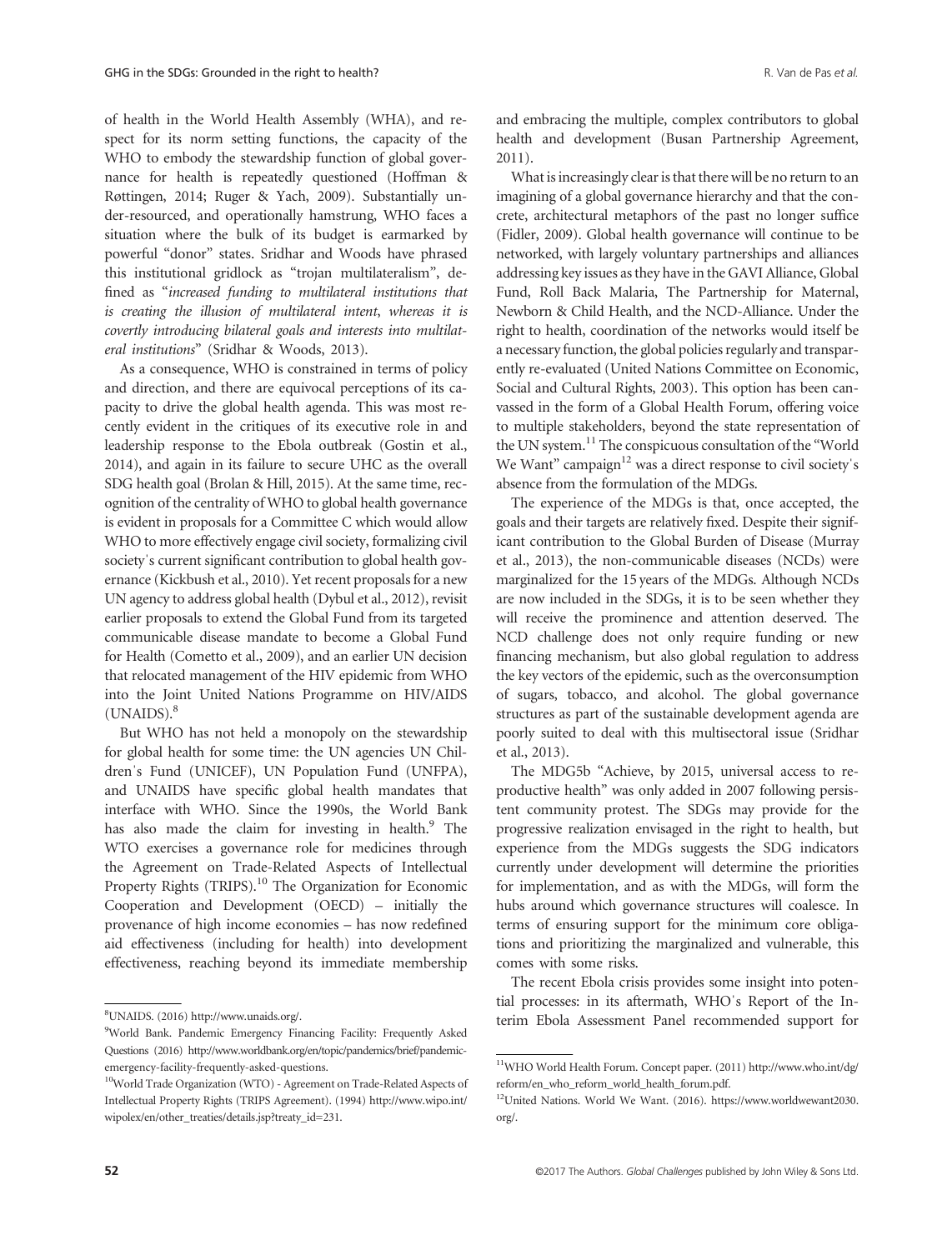of health in the World Health Assembly (WHA), and respect for its norm setting functions, the capacity of the WHO to embody the stewardship function of global governance for health is repeatedly questioned (Hoffman & Røttingen, 2014; Ruger & Yach, 2009). Substantially under-resourced, and operationally hamstrung, WHO faces a situation where the bulk of its budget is earmarked by powerful "donor" states. Sridhar and Woods have phrased this institutional gridlock as "trojan multilateralism", defined as "*increased funding to multilateral institutions that is creating the illusion of multilateral intent, whereas it is covertly introducing bilateral goals and interests into multilateral institutions*" (Sridhar & Woods, 2013).

As a consequence, WHO is constrained in terms of policy and direction, and there are equivocal perceptions of its capacity to drive the global health agenda. This was most recently evident in the critiques of its executive role in and leadership response to the Ebola outbreak (Gostin et al., 2014), and again in its failure to secure UHC as the overall SDG health goal (Brolan & Hill, 2015). At the same time, recognition of the centrality of WHO to global health governance is evident in proposals for a Committee C which would allow WHO to more effectively engage civil society, formalizing civil society's current significant contribution to global health governance (Kickbush et al., 2010). Yet recent proposals for a new UN agency to address global health (Dybul et al., 2012), revisit earlier proposals to extend the Global Fund from its targeted communicable disease mandate to become a Global Fund for Health (Cometto et al., 2009), and an earlier UN decision that relocated management of the HIV epidemic from WHO into the Joint United Nations Programme on HIV/AIDS (UNAIDS).[8]

But WHO has not held a monopoly on the stewardship for global health for some time: the UN agencies UN Children's Fund (UNICEF), UN Population Fund (UNFPA), and UNAIDS have specific global health mandates that interface with WHO. Since the 1990s, the World Bank has also made the claim for investing in health.[9] The WTO exercises a governance role for medicines through the Agreement on Trade-Related Aspects of Intellectual Property Rights (TRIPS).[10] The Organization for Economic Cooperation and Development (OECD) – initially the provenance of high income economies – has now redefined aid effectiveness (including for health) into development effectiveness, reaching beyond its immediate membership and embracing the multiple, complex contributors to global health and development (Busan Partnership Agreement, 2011).

What is increasingly clear is that there will be no return to an imagining of a global governance hierarchy and that the concrete, architectural metaphors of the past no longer suffice (Fidler, 2009). Global health governance will continue to be networked, with largely voluntary partnerships and alliances addressing key issues as they have in the GAVI Alliance, Global Fund, Roll Back Malaria, The Partnership for Maternal, Newborn & Child Health, and the NCD-Alliance. Under the right to health, coordination of the networks would itself be a necessary function, the global policies regularly and transparently re-evaluated (United Nations Committee on Economic, Social and Cultural Rights, 2003). This option has been canvassed in the form of a Global Health Forum, offering voice to multiple stakeholders, beyond the state representation of the UN system.[11] The conspicuous consultation of the "World We Want" campaign[12] was a direct response to civil society's absence from the formulation of the MDGs.

The experience of the MDGs is that, once accepted, the goals and their targets are relatively fixed. Despite their significant contribution to the Global Burden of Disease (Murray et al., 2013), the non-communicable diseases (NCDs) were marginalized for the 15 years of the MDGs. Although NCDs are now included in the SDGs, it is to be seen whether they will receive the prominence and attention deserved. The NCD challenge does not only require funding or new financing mechanism, but also global regulation to address the key vectors of the epidemic, such as the overconsumption of sugars, tobacco, and alcohol. The global governance structures as part of the sustainable development agenda are poorly suited to deal with this multisectoral issue (Sridhar et al., 2013).

The MDG5b "Achieve, by 2015, universal access to reproductive health" was only added in 2007 following persistent community protest. The SDGs may provide for the progressive realization envisaged in the right to health, but experience from the MDGs suggests the SDG indicators currently under development will determine the priorities for implementation, and as with the MDGs, will form the hubs around which governance structures will coalesce. In terms of ensuring support for the minimum core obligations and prioritizing the marginalized and vulnerable, this comes with some risks.

The recent Ebola crisis provides some insight into potential processes: in its aftermath, WHO's Report of the Interim Ebola Assessment Panel recommended support for

---

[8]UNAIDS. (2016) http://www.unaids.org/.

[9]World Bank. Pandemic Emergency Financing Facility: Frequently Asked Questions (2016) http://www.worldbank.org/en/topic/pandemics/brief/pandemic-emergency-facility-frequently-asked-questions.

[10]World Trade Organization (WTO) - Agreement on Trade-Related Aspects of Intellectual Property Rights (TRIPS Agreement). (1994) http://www.wipo.int/wipolex/en/other_treaties/details.jsp?treaty_id=231.

[11]WHO World Health Forum. Concept paper. (2011) http://www.who.int/dg/reform/en_who_reform_world_health_forum.pdf.

[12]United Nations. World We Want. (2016). https://www.worldwewant2030.org/.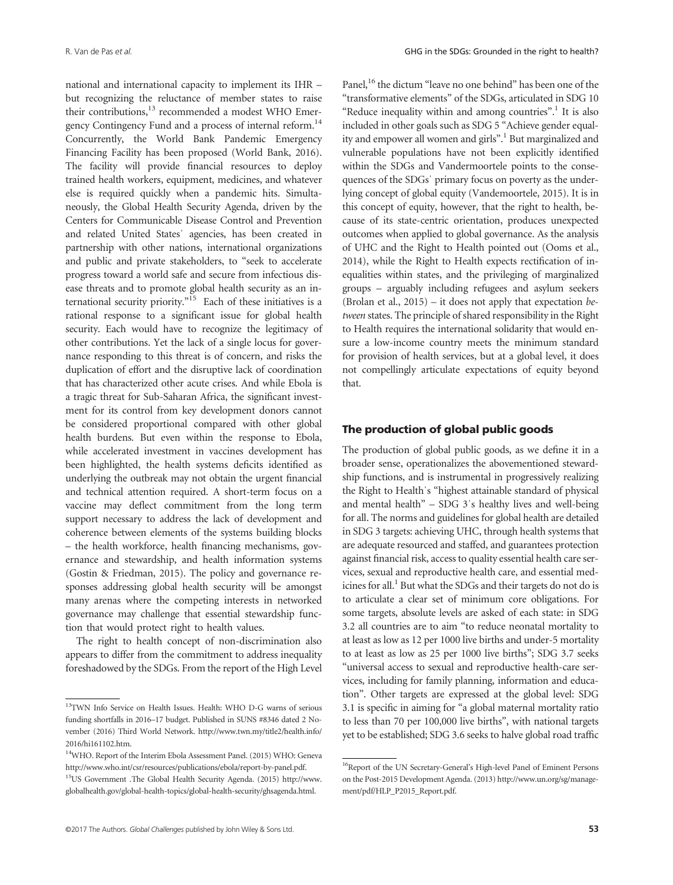national and international capacity to implement its IHR – but recognizing the reluctance of member states to raise their contributions,[13] recommended a modest WHO Emergency Contingency Fund and a process of internal reform.[14] Concurrently, the World Bank Pandemic Emergency Financing Facility has been proposed (World Bank, 2016). The facility will provide financial resources to deploy trained health workers, equipment, medicines, and whatever else is required quickly when a pandemic hits. Simultaneously, the Global Health Security Agenda, driven by the Centers for Communicable Disease Control and Prevention and related United States' agencies, has been created in partnership with other nations, international organizations and public and private stakeholders, to "seek to accelerate progress toward a world safe and secure from infectious disease threats and to promote global health security as an international security priority."[15] Each of these initiatives is a rational response to a significant issue for global health security. Each would have to recognize the legitimacy of other contributions. Yet the lack of a single locus for governance responding to this threat is of concern, and risks the duplication of effort and the disruptive lack of coordination that has characterized other acute crises. And while Ebola is a tragic threat for Sub-Saharan Africa, the significant investment for its control from key development donors cannot be considered proportional compared with other global health burdens. But even within the response to Ebola, while accelerated investment in vaccines development has been highlighted, the health systems deficits identified as underlying the outbreak may not obtain the urgent financial and technical attention required. A short-term focus on a vaccine may deflect commitment from the long term support necessary to address the lack of development and coherence between elements of the systems building blocks – the health workforce, health financing mechanisms, governance and stewardship, and health information systems (Gostin & Friedman, 2015). The policy and governance responses addressing global health security will be amongst many arenas where the competing interests in networked governance may challenge that essential stewardship function that would protect right to health values.

The right to health concept of non-discrimination also appears to differ from the commitment to address inequality foreshadowed by the SDGs. From the report of the High Level Panel,[16] the dictum "leave no one behind" has been one of the "transformative elements" of the SDGs, articulated in SDG 10 "Reduce inequality within and among countries".[1] It is also included in other goals such as SDG 5 "Achieve gender equality and empower all women and girls".[1] But marginalized and vulnerable populations have not been explicitly identified within the SDGs and Vandermoortele points to the consequences of the SDGs' primary focus on poverty as the underlying concept of global equity (Vandemoortele, 2015). It is in this concept of equity, however, that the right to health, because of its state-centric orientation, produces unexpected outcomes when applied to global governance. As the analysis of UHC and the Right to Health pointed out (Ooms et al., 2014), while the Right to Health expects rectification of inequalities within states, and the privileging of marginalized groups – arguably including refugees and asylum seekers (Brolan et al., 2015) – it does not apply that expectation *between* states. The principle of shared responsibility in the Right to Health requires the international solidarity that would ensure a low-income country meets the minimum standard for provision of health services, but at a global level, it does not compellingly articulate expectations of equity beyond that.

## The production of global public goods

The production of global public goods, as we define it in a broader sense, operationalizes the abovementioned stewardship functions, and is instrumental in progressively realizing the Right to Health's "highest attainable standard of physical and mental health" – SDG 3's healthy lives and well-being for all. The norms and guidelines for global health are detailed in SDG 3 targets: achieving UHC, through health systems that are adequate resourced and staffed, and guarantees protection against financial risk, access to quality essential health care services, sexual and reproductive health care, and essential medicines for all.[1] But what the SDGs and their targets do not do is to articulate a clear set of minimum core obligations. For some targets, absolute levels are asked of each state: in SDG 3.2 all countries are to aim "to reduce neonatal mortality to at least as low as 12 per 1000 live births and under-5 mortality to at least as low as 25 per 1000 live births"; SDG 3.7 seeks "universal access to sexual and reproductive health-care services, including for family planning, information and education". Other targets are expressed at the global level: SDG 3.1 is specific in aiming for "a global maternal mortality ratio to less than 70 per 100,000 live births", with national targets yet to be established; SDG 3.6 seeks to halve global road traffic

[13] TWN Info Service on Health Issues. Health: WHO D-G warns of serious funding shortfalls in 2016–17 budget. Published in SUNS #8346 dated 2 November (2016) Third World Network. http://www.twn.my/title2/health.info/2016/hi161102.htm.

[14] WHO. Report of the Interim Ebola Assessment Panel. (2015) WHO: Geneva http://www.who.int/csr/resources/publications/ebola/report-by-panel.pdf.

[15] US Government .The Global Health Security Agenda. (2015) http://www.globalhealth.gov/global-health-topics/global-health-security/ghsagenda.html.

[16] Report of the UN Secretary-General's High-level Panel of Eminent Persons on the Post-2015 Development Agenda. (2013) http://www.un.org/sg/management/pdf/HLP_P2015_Report.pdf.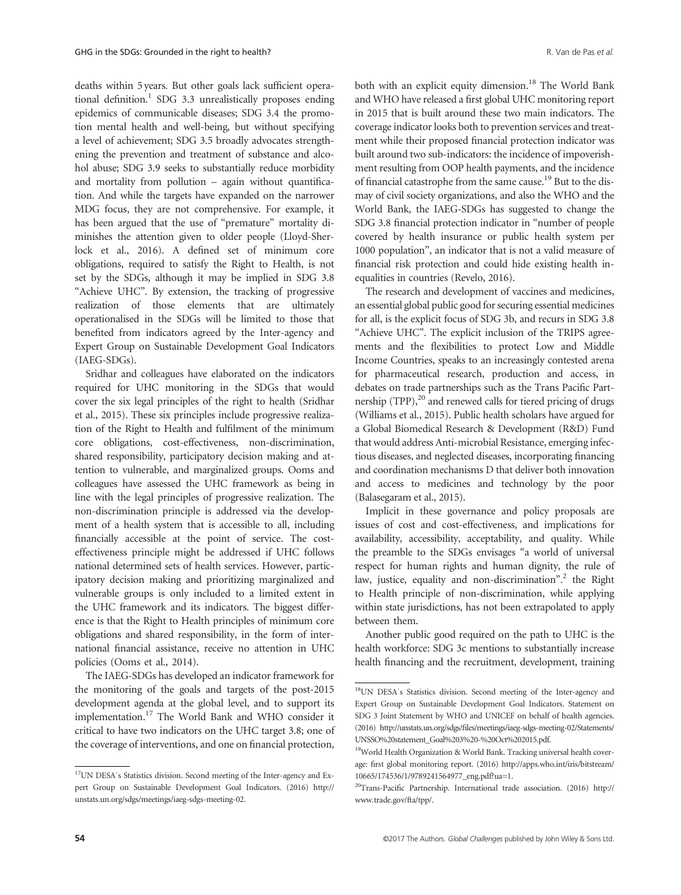deaths within 5 years. But other goals lack sufficient operational definition.[1] SDG 3.3 unrealistically proposes ending epidemics of communicable diseases; SDG 3.4 the promotion mental health and well-being, but without specifying a level of achievement; SDG 3.5 broadly advocates strengthening the prevention and treatment of substance and alcohol abuse; SDG 3.9 seeks to substantially reduce morbidity and mortality from pollution – again without quantification. And while the targets have expanded on the narrower MDG focus, they are not comprehensive. For example, it has been argued that the use of "premature" mortality diminishes the attention given to older people (Lloyd-Sherlock et al., 2016). A defined set of minimum core obligations, required to satisfy the Right to Health, is not set by the SDGs, although it may be implied in SDG 3.8 "Achieve UHC". By extension, the tracking of progressive realization of those elements that are ultimately operationalised in the SDGs will be limited to those that benefited from indicators agreed by the Inter-agency and Expert Group on Sustainable Development Goal Indicators (IAEG-SDGs).

Sridhar and colleagues have elaborated on the indicators required for UHC monitoring in the SDGs that would cover the six legal principles of the right to health (Sridhar et al., 2015). These six principles include progressive realization of the Right to Health and fulfilment of the minimum core obligations, cost-effectiveness, non-discrimination, shared responsibility, participatory decision making and attention to vulnerable, and marginalized groups. Ooms and colleagues have assessed the UHC framework as being in line with the legal principles of progressive realization. The non-discrimination principle is addressed via the development of a health system that is accessible to all, including financially accessible at the point of service. The cost-effectiveness principle might be addressed if UHC follows national determined sets of health services. However, participatory decision making and prioritizing marginalized and vulnerable groups is only included to a limited extent in the UHC framework and its indicators. The biggest difference is that the Right to Health principles of minimum core obligations and shared responsibility, in the form of international financial assistance, receive no attention in UHC policies (Ooms et al., 2014).

The IAEG-SDGs has developed an indicator framework for the monitoring of the goals and targets of the post-2015 development agenda at the global level, and to support its implementation.[17] The World Bank and WHO consider it critical to have two indicators on the UHC target 3.8; one of the coverage of interventions, and one on financial protection, both with an explicit equity dimension.[18] The World Bank and WHO have released a first global UHC monitoring report in 2015 that is built around these two main indicators. The coverage indicator looks both to prevention services and treatment while their proposed financial protection indicator was built around two sub-indicators: the incidence of impoverishment resulting from OOP health payments, and the incidence of financial catastrophe from the same cause.[19] But to the dismay of civil society organizations, and also the WHO and the World Bank, the IAEG-SDGs has suggested to change the SDG 3.8 financial protection indicator in "number of people covered by health insurance or public health system per 1000 population", an indicator that is not a valid measure of financial risk protection and could hide existing health inequalities in countries (Revelo, 2016).

The research and development of vaccines and medicines, an essential global public good for securing essential medicines for all, is the explicit focus of SDG 3b, and recurs in SDG 3.8 "Achieve UHC". The explicit inclusion of the TRIPS agreements and the flexibilities to protect Low and Middle Income Countries, speaks to an increasingly contested arena for pharmaceutical research, production and access, in debates on trade partnerships such as the Trans Pacific Partnership (TPP),[20] and renewed calls for tiered pricing of drugs (Williams et al., 2015). Public health scholars have argued for a Global Biomedical Research & Development (R&D) Fund that would address Anti-microbial Resistance, emerging infectious diseases, and neglected diseases, incorporating financing and coordination mechanisms D that deliver both innovation and access to medicines and technology by the poor (Balasegaram et al., 2015).

Implicit in these governance and policy proposals are issues of cost and cost-effectiveness, and implications for availability, accessibility, acceptability, and quality. While the preamble to the SDGs envisages "a world of universal respect for human rights and human dignity, the rule of law, justice, equality and non-discrimination".[2] the Right to Health principle of non-discrimination, while applying within state jurisdictions, has not been extrapolated to apply between them.

Another public good required on the path to UHC is the health workforce: SDG 3c mentions to substantially increase health financing and the recruitment, development, training

---

[17]UN DESA's Statistics division. Second meeting of the Inter-agency and Expert Group on Sustainable Development Goal Indicators. (2016) http://unstats.un.org/sdgs/meetings/iaeg-sdgs-meeting-02.

[18]UN DESA's Statistics division. Second meeting of the Inter-agency and Expert Group on Sustainable Development Goal Indicators. Statement on SDG 3 Joint Statement by WHO and UNICEF on behalf of health agencies. (2016) http://unstats.un.org/sdgs/files/meetings/iaeg-sdgs-meeting-02/Statements/UNSSO%20statement_Goal%203%20-%20Oct%202015.pdf.

[19]World Health Organization & World Bank. Tracking universal health coverage: first global monitoring report. (2016) http://apps.who.int/iris/bitstream/10665/174536/1/9789241564977_eng.pdf?ua=1.

[20]Trans-Pacific Partnership. International trade association. (2016) http://www.trade.gov/fta/tpp/.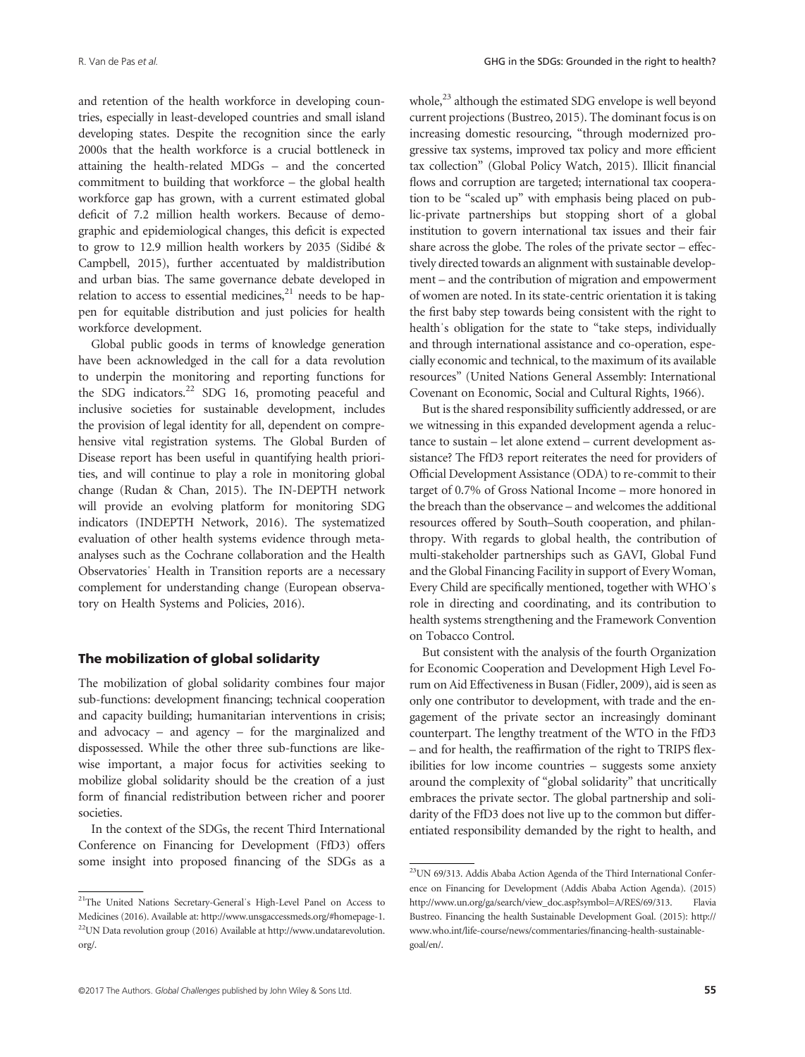and retention of the health workforce in developing countries, especially in least-developed countries and small island developing states. Despite the recognition since the early 2000s that the health workforce is a crucial bottleneck in attaining the health-related MDGs – and the concerted commitment to building that workforce – the global health workforce gap has grown, with a current estimated global deficit of 7.2 million health workers. Because of demographic and epidemiological changes, this deficit is expected to grow to 12.9 million health workers by 2035 (Sidibé & Campbell, 2015), further accentuated by maldistribution and urban bias. The same governance debate developed in relation to access to essential medicines,[21] needs to be happen for equitable distribution and just policies for health workforce development.

Global public goods in terms of knowledge generation have been acknowledged in the call for a data revolution to underpin the monitoring and reporting functions for the SDG indicators.[22] SDG 16, promoting peaceful and inclusive societies for sustainable development, includes the provision of legal identity for all, dependent on comprehensive vital registration systems. The Global Burden of Disease report has been useful in quantifying health priorities, and will continue to play a role in monitoring global change (Rudan & Chan, 2015). The IN-DEPTH network will provide an evolving platform for monitoring SDG indicators (INDEPTH Network, 2016). The systematized evaluation of other health systems evidence through meta-analyses such as the Cochrane collaboration and the Health Observatories' Health in Transition reports are a necessary complement for understanding change (European observatory on Health Systems and Policies, 2016).

## The mobilization of global solidarity

The mobilization of global solidarity combines four major sub-functions: development financing; technical cooperation and capacity building; humanitarian interventions in crisis; and advocacy – and agency – for the marginalized and dispossessed. While the other three sub-functions are likewise important, a major focus for activities seeking to mobilize global solidarity should be the creation of a just form of financial redistribution between richer and poorer societies.

In the context of the SDGs, the recent Third International Conference on Financing for Development (FfD3) offers some insight into proposed financing of the SDGs as a whole,[23] although the estimated SDG envelope is well beyond current projections (Bustreo, 2015). The dominant focus is on increasing domestic resourcing, "through modernized progressive tax systems, improved tax policy and more efficient tax collection" (Global Policy Watch, 2015). Illicit financial flows and corruption are targeted; international tax cooperation to be "scaled up" with emphasis being placed on public-private partnerships but stopping short of a global institution to govern international tax issues and their fair share across the globe. The roles of the private sector – effectively directed towards an alignment with sustainable development – and the contribution of migration and empowerment of women are noted. In its state-centric orientation it is taking the first baby step towards being consistent with the right to health's obligation for the state to "take steps, individually and through international assistance and co-operation, especially economic and technical, to the maximum of its available resources" (United Nations General Assembly: International Covenant on Economic, Social and Cultural Rights, 1966).

But is the shared responsibility sufficiently addressed, or are we witnessing in this expanded development agenda a reluctance to sustain – let alone extend – current development assistance? The FfD3 report reiterates the need for providers of Official Development Assistance (ODA) to re-commit to their target of 0.7% of Gross National Income – more honored in the breach than the observance – and welcomes the additional resources offered by South–South cooperation, and philanthropy. With regards to global health, the contribution of multi-stakeholder partnerships such as GAVI, Global Fund and the Global Financing Facility in support of Every Woman, Every Child are specifically mentioned, together with WHO's role in directing and coordinating, and its contribution to health systems strengthening and the Framework Convention on Tobacco Control.

But consistent with the analysis of the fourth Organization for Economic Cooperation and Development High Level Forum on Aid Effectiveness in Busan (Fidler, 2009), aid is seen as only one contributor to development, with trade and the engagement of the private sector an increasingly dominant counterpart. The lengthy treatment of the WTO in the FfD3 – and for health, the reaffirmation of the right to TRIPS flexibilities for low income countries – suggests some anxiety around the complexity of "global solidarity" that uncritically embraces the private sector. The global partnership and solidarity of the FfD3 does not live up to the common but differentiated responsibility demanded by the right to health, and

---

[21] The United Nations Secretary-General's High-Level Panel on Access to Medicines (2016). Available at: http://www.unsgaccessmeds.org/#homepage-1.

[22] UN Data revolution group (2016) Available at http://www.undatarevolution.org/.

[23] UN 69/313. Addis Ababa Action Agenda of the Third International Conference on Financing for Development (Addis Ababa Action Agenda). (2015) http://www.un.org/ga/search/view_doc.asp?symbol=A/RES/69/313. Flavia Bustreo. Financing the health Sustainable Development Goal. (2015): http://www.who.int/life-course/news/commentaries/financing-health-sustainable-goal/en/.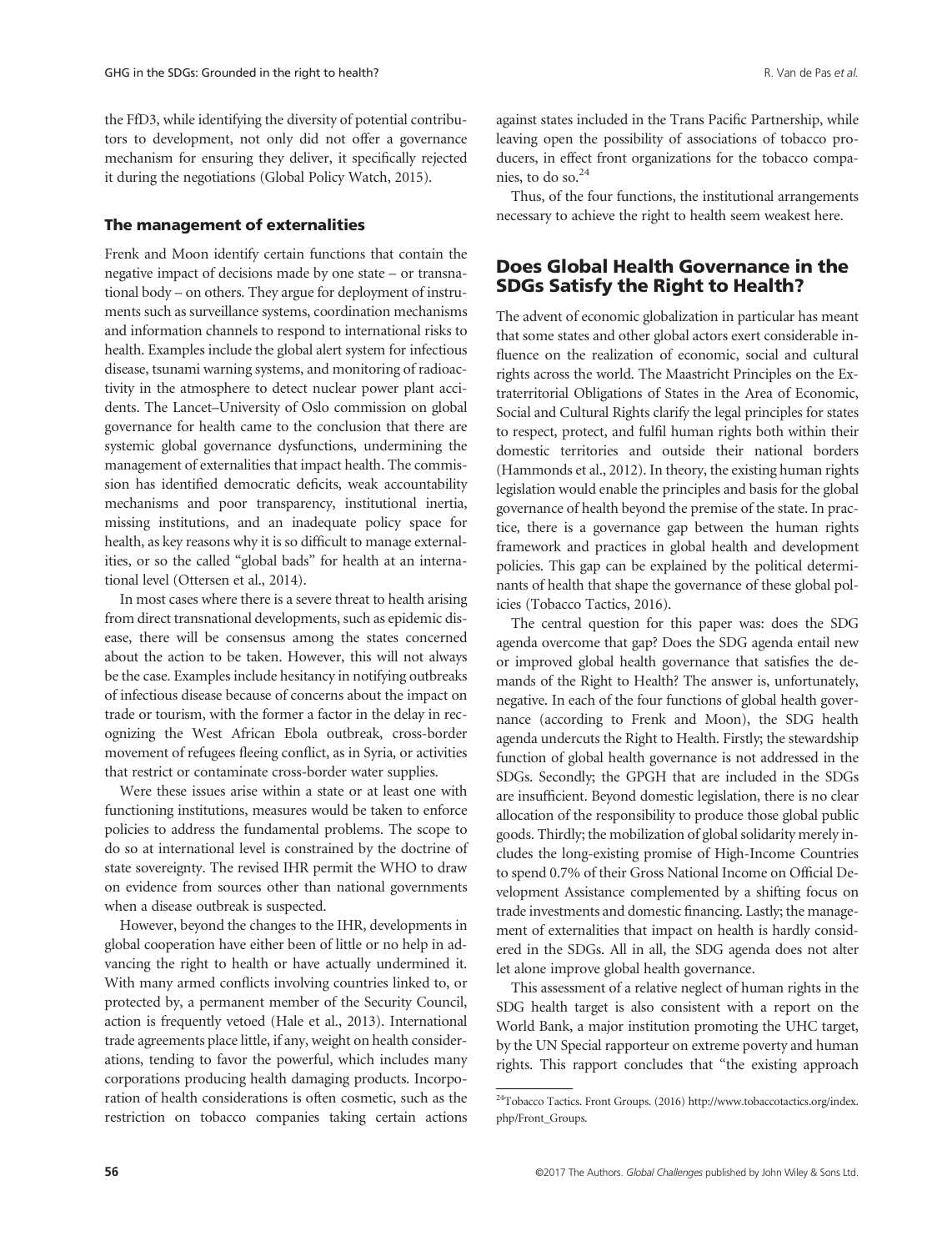the FfD3, while identifying the diversity of potential contributors to development, not only did not offer a governance mechanism for ensuring they deliver, it specifically rejected it during the negotiations (Global Policy Watch, 2015).

### The management of externalities

Frenk and Moon identify certain functions that contain the negative impact of decisions made by one state – or transnational body – on others. They argue for deployment of instruments such as surveillance systems, coordination mechanisms and information channels to respond to international risks to health. Examples include the global alert system for infectious disease, tsunami warning systems, and monitoring of radioactivity in the atmosphere to detect nuclear power plant accidents. The Lancet–University of Oslo commission on global governance for health came to the conclusion that there are systemic global governance dysfunctions, undermining the management of externalities that impact health. The commission has identified democratic deficits, weak accountability mechanisms and poor transparency, institutional inertia, missing institutions, and an inadequate policy space for health, as key reasons why it is so difficult to manage externalities, or so the called "global bads" for health at an international level (Ottersen et al., 2014).

In most cases where there is a severe threat to health arising from direct transnational developments, such as epidemic disease, there will be consensus among the states concerned about the action to be taken. However, this will not always be the case. Examples include hesitancy in notifying outbreaks of infectious disease because of concerns about the impact on trade or tourism, with the former a factor in the delay in recognizing the West African Ebola outbreak, cross-border movement of refugees fleeing conflict, as in Syria, or activities that restrict or contaminate cross-border water supplies.

Were these issues arise within a state or at least one with functioning institutions, measures would be taken to enforce policies to address the fundamental problems. The scope to do so at international level is constrained by the doctrine of state sovereignty. The revised IHR permit the WHO to draw on evidence from sources other than national governments when a disease outbreak is suspected.

However, beyond the changes to the IHR, developments in global cooperation have either been of little or no help in advancing the right to health or have actually undermined it. With many armed conflicts involving countries linked to, or protected by, a permanent member of the Security Council, action is frequently vetoed (Hale et al., 2013). International trade agreements place little, if any, weight on health considerations, tending to favor the powerful, which includes many corporations producing health damaging products. Incorporation of health considerations is often cosmetic, such as the restriction on tobacco companies taking certain actions against states included in the Trans Pacific Partnership, while leaving open the possibility of associations of tobacco producers, in effect front organizations for the tobacco companies, to do so.[24]

Thus, of the four functions, the institutional arrangements necessary to achieve the right to health seem weakest here.

## Does Global Health Governance in the SDGs Satisfy the Right to Health?

The advent of economic globalization in particular has meant that some states and other global actors exert considerable influence on the realization of economic, social and cultural rights across the world. The Maastricht Principles on the Extraterritorial Obligations of States in the Area of Economic, Social and Cultural Rights clarify the legal principles for states to respect, protect, and fulfil human rights both within their domestic territories and outside their national borders (Hammonds et al., 2012). In theory, the existing human rights legislation would enable the principles and basis for the global governance of health beyond the premise of the state. In practice, there is a governance gap between the human rights framework and practices in global health and development policies. This gap can be explained by the political determinants of health that shape the governance of these global policies (Tobacco Tactics, 2016).

The central question for this paper was: does the SDG agenda overcome that gap? Does the SDG agenda entail new or improved global health governance that satisfies the demands of the Right to Health? The answer is, unfortunately, negative. In each of the four functions of global health governance (according to Frenk and Moon), the SDG health agenda undercuts the Right to Health. Firstly; the stewardship function of global health governance is not addressed in the SDGs. Secondly; the GPGH that are included in the SDGs are insufficient. Beyond domestic legislation, there is no clear allocation of the responsibility to produce those global public goods. Thirdly; the mobilization of global solidarity merely includes the long-existing promise of High-Income Countries to spend 0.7% of their Gross National Income on Official Development Assistance complemented by a shifting focus on trade investments and domestic financing. Lastly; the management of externalities that impact on health is hardly considered in the SDGs. All in all, the SDG agenda does not alter let alone improve global health governance.

This assessment of a relative neglect of human rights in the SDG health target is also consistent with a report on the World Bank, a major institution promoting the UHC target, by the UN Special rapporteur on extreme poverty and human rights. This rapport concludes that "the existing approach

[24] Tobacco Tactics. Front Groups. (2016) http://www.tobaccotactics.org/index.php/Front_Groups.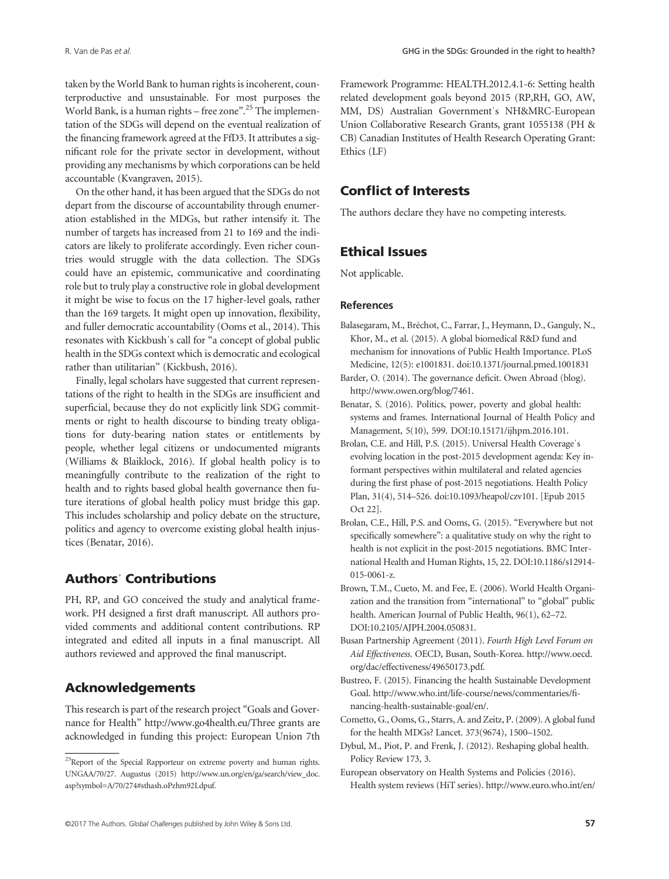taken by the World Bank to human rights is incoherent, counterproductive and unsustainable. For most purposes the World Bank, is a human rights – free zone".[25] The implementation of the SDGs will depend on the eventual realization of the financing framework agreed at the FfD3. It attributes a significant role for the private sector in development, without providing any mechanisms by which corporations can be held accountable (Kvangraven, 2015).

On the other hand, it has been argued that the SDGs do not depart from the discourse of accountability through enumeration established in the MDGs, but rather intensify it. The number of targets has increased from 21 to 169 and the indicators are likely to proliferate accordingly. Even richer countries would struggle with the data collection. The SDGs could have an epistemic, communicative and coordinating role but to truly play a constructive role in global development it might be wise to focus on the 17 higher-level goals, rather than the 169 targets. It might open up innovation, flexibility, and fuller democratic accountability (Ooms et al., 2014). This resonates with Kickbush's call for "a concept of global public health in the SDGs context which is democratic and ecological rather than utilitarian" (Kickbush, 2016).

Finally, legal scholars have suggested that current representations of the right to health in the SDGs are insufficient and superficial, because they do not explicitly link SDG commitments or right to health discourse to binding treaty obligations for duty-bearing nation states or entitlements by people, whether legal citizens or undocumented migrants (Williams & Blaiklock, 2016). If global health policy is to meaningfully contribute to the realization of the right to health and to rights based global health governance then future iterations of global health policy must bridge this gap. This includes scholarship and policy debate on the structure, politics and agency to overcome existing global health injustices (Benatar, 2016).

## Authors' Contributions

PH, RP, and GO conceived the study and analytical framework. PH designed a first draft manuscript. All authors provided comments and additional content contributions. RP integrated and edited all inputs in a final manuscript. All authors reviewed and approved the final manuscript.

## Acknowledgements

This research is part of the research project "Goals and Governance for Health" http://www.go4health.eu/Three grants are acknowledged in funding this project: European Union 7th Framework Programme: HEALTH.2012.4.1-6: Setting health related development goals beyond 2015 (RP,RH, GO, AW, MM, DS) Australian Government's NH&MRC-European Union Collaborative Research Grants, grant 1055138 (PH & CB) Canadian Institutes of Health Research Operating Grant: Ethics (LF)

[25] Report of the Special Rapporteur on extreme poverty and human rights. UNGAA/70/27. Augustus (2015) http://www.un.org/en/ga/search/view_doc.asp?symbol=A/70/274#sthash.oPzhm92I.dpuf.

## Conflict of Interests

The authors declare they have no competing interests.

## Ethical Issues

Not applicable.

### References

Balasegaram, M., Bréchot, C., Farrar, J., Heymann, D., Ganguly, N., Khor, M., et al. (2015). A global biomedical R&D fund and mechanism for innovations of Public Health Importance. PLoS Medicine, 12(5): e1001831. doi:10.1371/journal.pmed.1001831

Barder, O. (2014). The governance deficit. Owen Abroad (blog). http://www.owen.org/blog/7461.

Benatar, S. (2016). Politics, power, poverty and global health: systems and frames. International Journal of Health Policy and Management, 5(10), 599. DOI:10.15171/ijhpm.2016.101.

Brolan, C.E. and Hill, P.S. (2015). Universal Health Coverage's evolving location in the post-2015 development agenda: Key informant perspectives within multilateral and related agencies during the first phase of post-2015 negotiations. Health Policy Plan, 31(4), 514–526. doi:10.1093/heapol/czv101. [Epub 2015 Oct 22].

Brolan, C.E., Hill, P.S. and Ooms, G. (2015). "Everywhere but not specifically somewhere": a qualitative study on why the right to health is not explicit in the post-2015 negotiations. BMC International Health and Human Rights, 15, 22. DOI:10.1186/s12914-015-0061-z.

Brown, T.M., Cueto, M. and Fee, E. (2006). World Health Organization and the transition from "international" to "global" public health. American Journal of Public Health, 96(1), 62–72. DOI:10.2105/AJPH.2004.050831.

Busan Partnership Agreement (2011). *Fourth High Level Forum on Aid Effectiveness*. OECD, Busan, South-Korea. http://www.oecd.org/dac/effectiveness/49650173.pdf.

Bustreo, F. (2015). Financing the health Sustainable Development Goal. http://www.who.int/life-course/news/commentaries/financing-health-sustainable-goal/en/.

Cometto, G., Ooms, G., Starrs, A. and Zeitz, P. (2009). A global fund for the health MDGs? Lancet. 373(9674), 1500–1502.

Dybul, M., Piot, P. and Frenk, J. (2012). Reshaping global health. Policy Review 173, 3.

European observatory on Health Systems and Policies (2016). Health system reviews (HiT series). http://www.euro.who.int/en/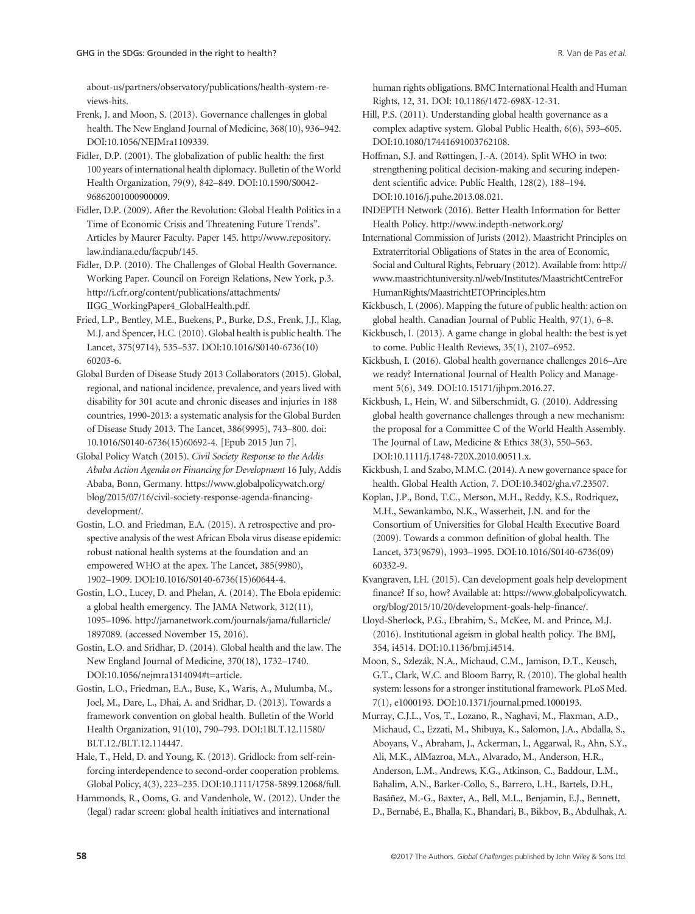about-us/partners/observatory/publications/health-system-reviews-hits.

Frenk, J. and Moon, S. (2013). Governance challenges in global health. The New England Journal of Medicine, 368(10), 936–942. DOI:10.1056/NEJMra1109339.

Fidler, D.P. (2001). The globalization of public health: the first 100 years of international health diplomacy. Bulletin of the World Health Organization, 79(9), 842–849. DOI:10.1590/S0042-96862001000900009.

Fidler, D.P. (2009). After the Revolution: Global Health Politics in a Time of Economic Crisis and Threatening Future Trends". Articles by Maurer Faculty. Paper 145. http://www.repository.law.indiana.edu/facpub/145.

Fidler, D.P. (2010). The Challenges of Global Health Governance. Working Paper. Council on Foreign Relations, New York, p.3. http://i.cfr.org/content/publications/attachments/IIGG_WorkingPaper4_GlobalHealth.pdf.

Fried, L.P., Bentley, M.E., Buekens, P., Burke, D.S., Frenk, J.J., Klag, M.J. and Spencer, H.C. (2010). Global health is public health. The Lancet, 375(9714), 535–537. DOI:10.1016/S0140-6736(10)60203-6.

Global Burden of Disease Study 2013 Collaborators (2015). Global, regional, and national incidence, prevalence, and years lived with disability for 301 acute and chronic diseases and injuries in 188 countries, 1990-2013: a systematic analysis for the Global Burden of Disease Study 2013. The Lancet, 386(9995), 743–800. doi: 10.1016/S0140-6736(15)60692-4. [Epub 2015 Jun 7].

Global Policy Watch (2015). *Civil Society Response to the Addis Ababa Action Agenda on Financing for Development* 16 July, Addis Ababa, Bonn, Germany. https://www.globalpolicywatch.org/blog/2015/07/16/civil-society-response-agenda-financing-development/.

Gostin, L.O. and Friedman, E.A. (2015). A retrospective and prospective analysis of the west African Ebola virus disease epidemic: robust national health systems at the foundation and an empowered WHO at the apex. The Lancet, 385(9980), 1902–1909. DOI:10.1016/S0140-6736(15)60644-4.

Gostin, L.O., Lucey, D. and Phelan, A. (2014). The Ebola epidemic: a global health emergency. The JAMA Network, 312(11), 1095–1096. http://jamanetwork.com/journals/jama/fullarticle/1897089. (accessed November 15, 2016).

Gostin, L.O. and Sridhar, D. (2014). Global health and the law. The New England Journal of Medicine, 370(18), 1732–1740. DOI:10.1056/nejmra1314094#t=article.

Gostin, L.O., Friedman, E.A., Buse, K., Waris, A., Mulumba, M., Joel, M., Dare, L., Dhai, A. and Sridhar, D. (2013). Towards a framework convention on global health. Bulletin of the World Health Organization, 91(10), 790–793. DOI:1BLT.12.11580/BLT.12./BLT.12.114447.

Hale, T., Held, D. and Young, K. (2013). Gridlock: from self-reinforcing interdependence to second-order cooperation problems. Global Policy, 4(3), 223–235. DOI:10.1111/1758-5899.12068/full.

Hammonds, R., Ooms, G. and Vandenhole, W. (2012). Under the (legal) radar screen: global health initiatives and international human rights obligations. BMC International Health and Human Rights, 12, 31. DOI: 10.1186/1472-698X-12-31.

Hill, P.S. (2011). Understanding global health governance as a complex adaptive system. Global Public Health, 6(6), 593–605. DOI:10.1080/17441691003762108.

Hoffman, S.J. and Røttingen, J.-A. (2014). Split WHO in two: strengthening political decision-making and securing independent scientific advice. Public Health, 128(2), 188–194. DOI:10.1016/j.puhe.2013.08.021.

INDEPTH Network (2016). Better Health Information for Better Health Policy. http://www.indepth-network.org/

International Commission of Jurists (2012). Maastricht Principles on Extraterritorial Obligations of States in the area of Economic, Social and Cultural Rights, February (2012). Available from: http://www.maastrichtuniversity.nl/web/Institutes/MaastrichtCentreForHumanRights/MaastrichtETOPrinciples.htm

Kickbusch, I. (2006). Mapping the future of public health: action on global health. Canadian Journal of Public Health, 97(1), 6–8.

Kickbusch, I. (2013). A game change in global health: the best is yet to come. Public Health Reviews, 35(1), 2107–6952.

Kickbush, I. (2016). Global health governance challenges 2016–Are we ready? International Journal of Health Policy and Management 5(6), 349. DOI:10.15171/ijhpm.2016.27.

Kickbush, I., Hein, W. and Silberschmidt, G. (2010). Addressing global health governance challenges through a new mechanism: the proposal for a Committee C of the World Health Assembly. The Journal of Law, Medicine & Ethics 38(3), 550–563. DOI:10.1111/j.1748-720X.2010.00511.x.

Kickbush, I. and Szabo, M.M.C. (2014). A new governance space for health. Global Health Action, 7. DOI:10.3402/gha.v7.23507.

Koplan, J.P., Bond, T.C., Merson, M.H., Reddy, K.S., Rodriquez, M.H., Sewankambo, N.K., Wasserheit, J.N. and for the Consortium of Universities for Global Health Executive Board (2009). Towards a common definition of global health. The Lancet, 373(9679), 1993–1995. DOI:10.1016/S0140-6736(09)60332-9.

Kvangraven, I.H. (2015). Can development goals help development finance? If so, how? Available at: https://www.globalpolicywatch.org/blog/2015/10/20/development-goals-help-finance/.

Lloyd-Sherlock, P.G., Ebrahim, S., McKee, M. and Prince, M.J. (2016). Institutional ageism in global health policy. The BMJ, 354, i4514. DOI:10.1136/bmj.i4514.

Moon, S., Szlezák, N.A., Michaud, C.M., Jamison, D.T., Keusch, G.T., Clark, W.C. and Bloom Barry, R. (2010). The global health system: lessons for a stronger institutional framework. PLoS Med. 7(1), e1000193. DOI:10.1371/journal.pmed.1000193.

Murray, C.J.L., Vos, T., Lozano, R., Naghavi, M., Flaxman, A.D., Michaud, C., Ezzati, M., Shibuya, K., Salomon, J.A., Abdalla, S., Aboyans, V., Abraham, J., Ackerman, I., Aggarwal, R., Ahn, S.Y., Ali, M.K., AlMazroa, M.A., Alvarado, M., Anderson, H.R., Anderson, L.M., Andrews, K.G., Atkinson, C., Baddour, L.M., Bahalim, A.N., Barker-Collo, S., Barrero, L.H., Bartels, D.H., Basáñez, M.-G., Baxter, A., Bell, M.L., Benjamin, E.J., Bennett, D., Bernabé, E., Bhalla, K., Bhandari, B., Bikbov, B., Abdulhak, A.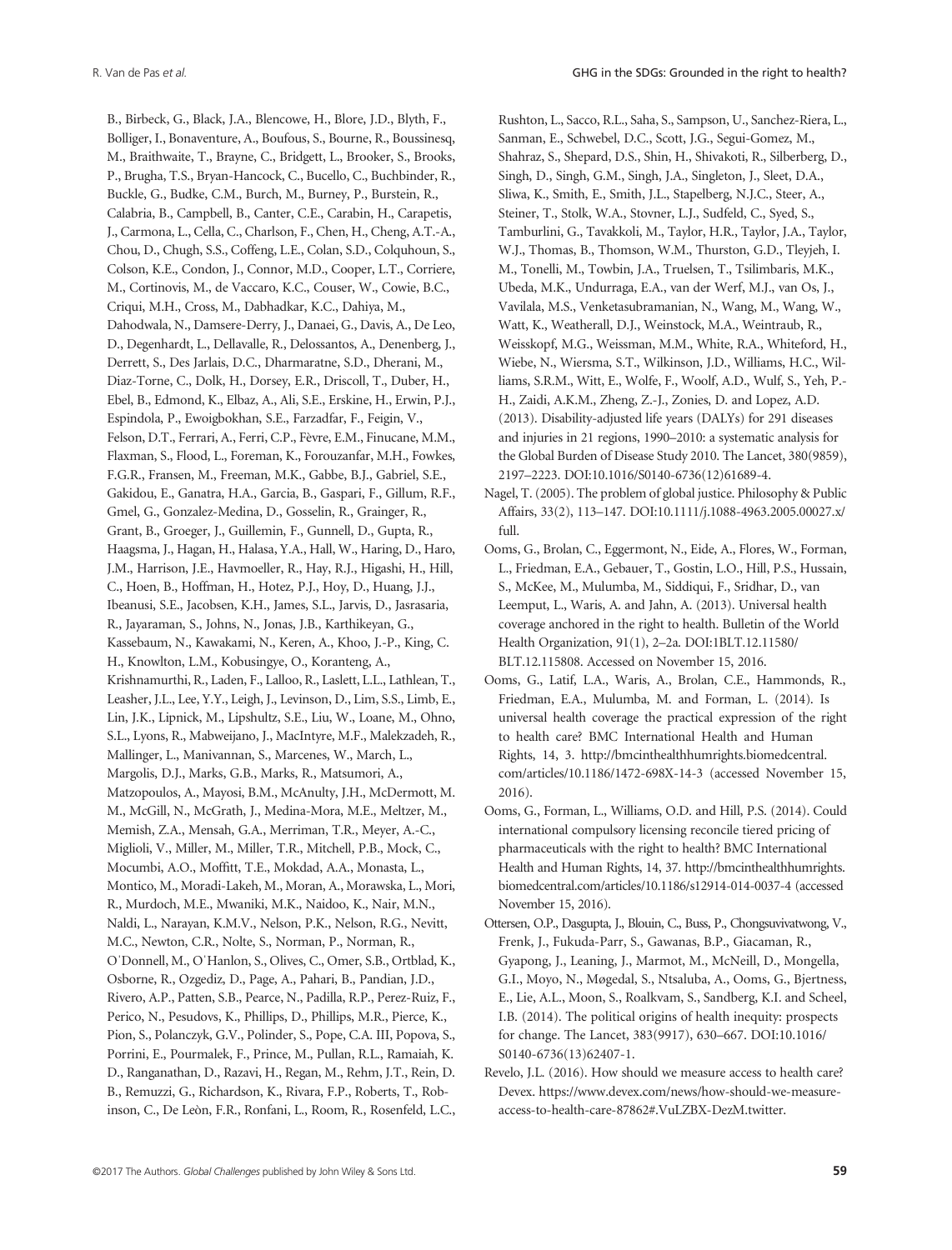B., Birbeck, G., Black, J.A., Blencowe, H., Blore, J.D., Blyth, F., Bolliger, I., Bonaventure, A., Boufous, S., Bourne, R., Boussinesq, M., Braithwaite, T., Brayne, C., Bridgett, L., Brooker, S., Brooks, P., Brugha, T.S., Bryan-Hancock, C., Bucello, C., Buchbinder, R., Buckle, G., Budke, C.M., Burch, M., Burney, P., Burstein, R., Calabria, B., Campbell, B., Canter, C.E., Carabin, H., Carapetis, J., Carmona, L., Cella, C., Charlson, F., Chen, H., Cheng, A.T.-A., Chou, D., Chugh, S.S., Coffeng, L.E., Colan, S.D., Colquhoun, S., Colson, K.E., Condon, J., Connor, M.D., Cooper, L.T., Corriere, M., Cortinovis, M., de Vaccaro, K.C., Couser, W., Cowie, B.C., Criqui, M.H., Cross, M., Dabhadkar, K.C., Dahiya, M., Dahodwala, N., Damsere-Derry, J., Danaei, G., Davis, A., De Leo, D., Degenhardt, L., Dellavalle, R., Delossantos, A., Denenberg, J., Derrett, S., Des Jarlais, D.C., Dharmaratne, S.D., Dherani, M., Diaz-Torne, C., Dolk, H., Dorsey, E.R., Driscoll, T., Duber, H., Ebel, B., Edmond, K., Elbaz, A., Ali, S.E., Erskine, H., Erwin, P.J., Espindola, P., Ewoigbokhan, S.E., Farzadfar, F., Feigin, V., Felson, D.T., Ferrari, A., Ferri, C.P., Fèvre, E.M., Finucane, M.M., Flaxman, S., Flood, L., Foreman, K., Forouzanfar, M.H., Fowkes, F.G.R., Fransen, M., Freeman, M.K., Gabbe, B.J., Gabriel, S.E., Gakidou, E., Ganatra, H.A., Garcia, B., Gaspari, F., Gillum, R.F., Gmel, G., Gonzalez-Medina, D., Gosselin, R., Grainger, R., Grant, B., Groeger, J., Guillemin, F., Gunnell, D., Gupta, R., Haagsma, J., Hagan, H., Halasa, Y.A., Hall, W., Haring, D., Haro, J.M., Harrison, J.E., Havmoeller, R., Hay, R.J., Higashi, H., Hill, C., Hoen, B., Hoffman, H., Hotez, P.J., Hoy, D., Huang, J.J., Ibeanusi, S.E., Jacobsen, K.H., James, S.L., Jarvis, D., Jasrasaria, R., Jayaraman, S., Johns, N., Jonas, J.B., Karthikeyan, G., Kassebaum, N., Kawakami, N., Keren, A., Khoo, J.-P., King, C. H., Knowlton, L.M., Kobusingye, O., Koranteng, A., Krishnamurthi, R., Laden, F., Lalloo, R., Laslett, L.L., Lathlean, T., Leasher, J.L., Lee, Y.Y., Leigh, J., Levinson, D., Lim, S.S., Limb, E., Lin, J.K., Lipnick, M., Lipshultz, S.E., Liu, W., Loane, M., Ohno, S.L., Lyons, R., Mabweijano, J., MacIntyre, M.F., Malekzadeh, R., Mallinger, L., Manivannan, S., Marcenes, W., March, L., Margolis, D.J., Marks, G.B., Marks, R., Matsumori, A., Matzopoulos, A., Mayosi, B.M., McAnulty, J.H., McDermott, M. M., McGill, N., McGrath, J., Medina-Mora, M.E., Meltzer, M., Memish, Z.A., Mensah, G.A., Merriman, T.R., Meyer, A.-C., Miglioli, V., Miller, M., Miller, T.R., Mitchell, P.B., Mock, C., Mocumbi, A.O., Moffitt, T.E., Mokdad, A.A., Monasta, L., Montico, M., Moradi-Lakeh, M., Moran, A., Morawska, L., Mori, R., Murdoch, M.E., Mwaniki, M.K., Naidoo, K., Nair, M.N., Naldi, L., Narayan, K.M.V., Nelson, P.K., Nelson, R.G., Nevitt, M.C., Newton, C.R., Nolte, S., Norman, P., Norman, R., O'Donnell, M., O'Hanlon, S., Olives, C., Omer, S.B., Ortblad, K., Osborne, R., Ozgediz, D., Page, A., Pahari, B., Pandian, J.D., Rivero, A.P., Patten, S.B., Pearce, N., Padilla, R.P., Perez-Ruiz, F., Perico, N., Pesudovs, K., Phillips, D., Phillips, M.R., Pierce, K., Pion, S., Polanczyk, G.V., Polinder, S., Pope, C.A. III, Popova, S., Porrini, E., Pourmalek, F., Prince, M., Pullan, R.L., Ramaiah, K. D., Ranganathan, D., Razavi, H., Regan, M., Rehm, J.T., Rein, D. B., Remuzzi, G., Richardson, K., Rivara, F.P., Roberts, T., Robinson, C., De Leòn, F.R., Ronfani, L., Room, R., Rosenfeld, L.C., Rushton, L., Sacco, R.L., Saha, S., Sampson, U., Sanchez-Riera, L., Sanman, E., Schwebel, D.C., Scott, J.G., Segui-Gomez, M., Shahraz, S., Shepard, D.S., Shin, H., Shivakoti, R., Silberberg, D., Singh, D., Singh, G.M., Singh, J.A., Singleton, J., Sleet, D.A., Sliwa, K., Smith, E., Smith, J.L., Stapelberg, N.J.C., Steer, A., Steiner, T., Stolk, W.A., Stovner, L.J., Sudfeld, C., Syed, S., Tamburlini, G., Tavakkoli, M., Taylor, H.R., Taylor, J.A., Taylor, W.J., Thomas, B., Thomson, W.M., Thurston, G.D., Tleyjeh, I. M., Tonelli, M., Towbin, J.A., Truelsen, T., Tsilimbaris, M.K., Ubeda, M.K., Undurraga, E.A., van der Werf, M.J., van Os, J., Vavilala, M.S., Venketasubramanian, N., Wang, M., Wang, W., Watt, K., Weatherall, D.J., Weinstock, M.A., Weintraub, R., Weisskopf, M.G., Weissman, M.M., White, R.A., Whiteford, H., Wiebe, N., Wiersma, S.T., Wilkinson, J.D., Williams, H.C., Williams, S.R.M., Witt, E., Wolfe, F., Woolf, A.D., Wulf, S., Yeh, P.-H., Zaidi, A.K.M., Zheng, Z.-J., Zonies, D. and Lopez, A.D. (2013). Disability-adjusted life years (DALYs) for 291 diseases and injuries in 21 regions, 1990–2010: a systematic analysis for the Global Burden of Disease Study 2010. The Lancet, 380(9859), 2197–2223. DOI:10.1016/S0140-6736(12)61689-4.

Nagel, T. (2005). The problem of global justice. Philosophy & Public Affairs, 33(2), 113–147. DOI:10.1111/j.1088-4963.2005.00027.x/full.

Ooms, G., Brolan, C., Eggermont, N., Eide, A., Flores, W., Forman, L., Friedman, E.A., Gebauer, T., Gostin, L.O., Hill, P.S., Hussain, S., McKee, M., Mulumba, M., Siddiqui, F., Sridhar, D., van Leemput, L., Waris, A. and Jahn, A. (2013). Universal health coverage anchored in the right to health. Bulletin of the World Health Organization, 91(1), 2–2a. DOI:1BLT.12.11580/BLT.12.115808. Accessed on November 15, 2016.

Ooms, G., Latif, L.A., Waris, A., Brolan, C.E., Hammonds, R., Friedman, E.A., Mulumba, M. and Forman, L. (2014). Is universal health coverage the practical expression of the right to health care? BMC International Health and Human Rights, 14, 3. http://bmcinthealthhumrights.biomedcentral.com/articles/10.1186/1472-698X-14-3 (accessed November 15, 2016).

Ooms, G., Forman, L., Williams, O.D. and Hill, P.S. (2014). Could international compulsory licensing reconcile tiered pricing of pharmaceuticals with the right to health? BMC International Health and Human Rights, 14, 37. http://bmcinthealthhumrights.biomedcentral.com/articles/10.1186/s12914-014-0037-4 (accessed November 15, 2016).

Ottersen, O.P., Dasgupta, J., Blouin, C., Buss, P., Chongsuvivatwong, V., Frenk, J., Fukuda-Parr, S., Gawanas, B.P., Giacaman, R., Gyapong, J., Leaning, J., Marmot, M., McNeill, D., Mongella, G.I., Moyo, N., Møgedal, S., Ntsaluba, A., Ooms, G., Bjertness, E., Lie, A.L., Moon, S., Roalkvam, S., Sandberg, K.I. and Scheel, I.B. (2014). The political origins of health inequity: prospects for change. The Lancet, 383(9917), 630–667. DOI:10.1016/S0140-6736(13)62407-1.

Revelo, J.L. (2016). How should we measure access to health care? Devex. https://www.devex.com/news/how-should-we-measure-access-to-health-care-87862#.VuLZBX-DezM.twitter.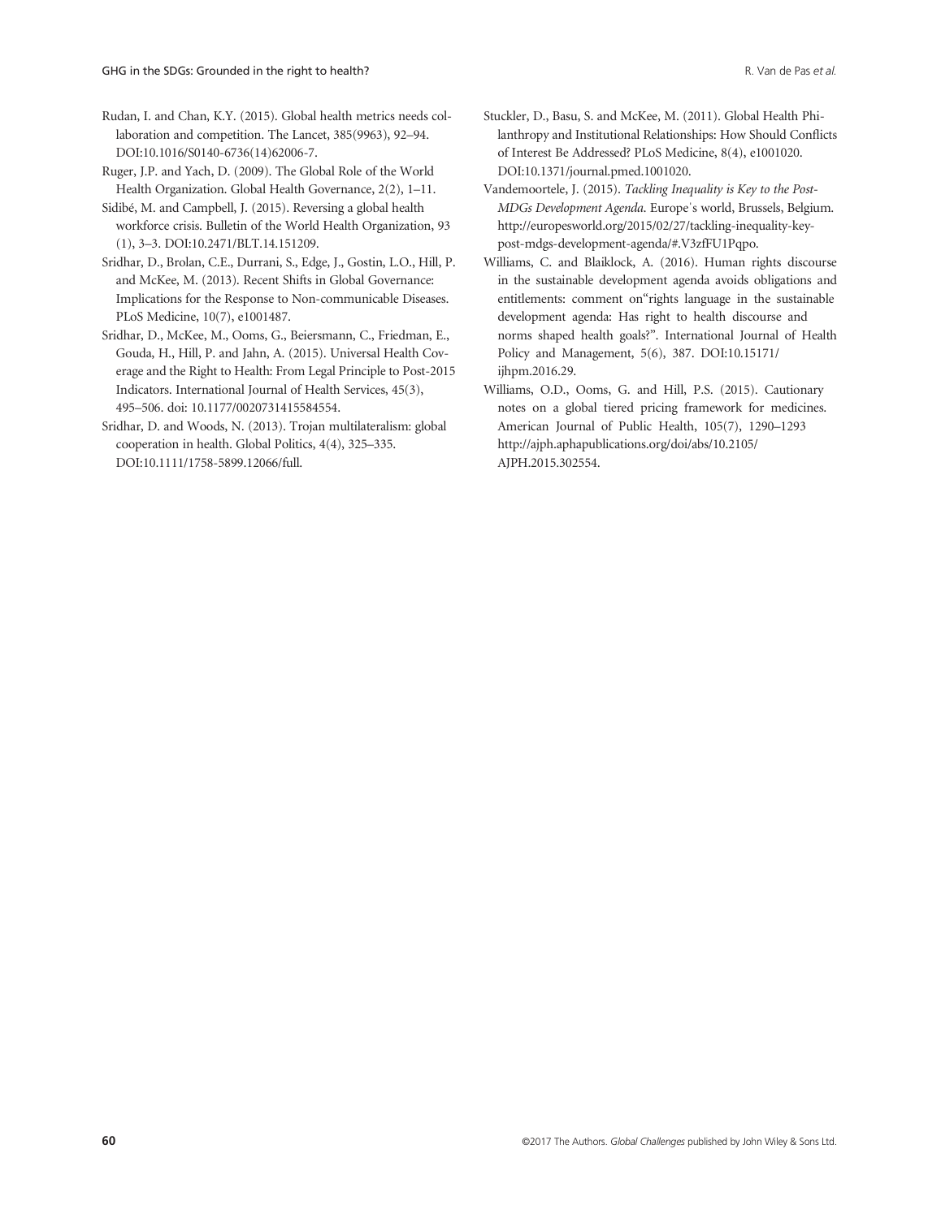Rudan, I. and Chan, K.Y. (2015). Global health metrics needs collaboration and competition. The Lancet, 385(9963), 92–94. DOI:10.1016/S0140-6736(14)62006-7.

Ruger, J.P. and Yach, D. (2009). The Global Role of the World Health Organization. Global Health Governance, 2(2), 1–11.

Sidibé, M. and Campbell, J. (2015). Reversing a global health workforce crisis. Bulletin of the World Health Organization, 93 (1), 3–3. DOI:10.2471/BLT.14.151209.

Sridhar, D., Brolan, C.E., Durrani, S., Edge, J., Gostin, L.O., Hill, P. and McKee, M. (2013). Recent Shifts in Global Governance: Implications for the Response to Non-communicable Diseases. PLoS Medicine, 10(7), e1001487.

Sridhar, D., McKee, M., Ooms, G., Beiersmann, C., Friedman, E., Gouda, H., Hill, P. and Jahn, A. (2015). Universal Health Coverage and the Right to Health: From Legal Principle to Post-2015 Indicators. International Journal of Health Services, 45(3), 495–506. doi: 10.1177/0020731415584554.

Sridhar, D. and Woods, N. (2013). Trojan multilateralism: global cooperation in health. Global Politics, 4(4), 325–335. DOI:10.1111/1758-5899.12066/full.

Stuckler, D., Basu, S. and McKee, M. (2011). Global Health Philanthropy and Institutional Relationships: How Should Conflicts of Interest Be Addressed? PLoS Medicine, 8(4), e1001020. DOI:10.1371/journal.pmed.1001020.

Vandemoortele, J. (2015). *Tackling Inequality is Key to the Post-MDGs Development Agenda*. Europe's world, Brussels, Belgium. http://europesworld.org/2015/02/27/tackling-inequality-key-post-mdgs-development-agenda/#.V3zfFU1Pqpo.

Williams, C. and Blaiklock, A. (2016). Human rights discourse in the sustainable development agenda avoids obligations and entitlements: comment on"rights language in the sustainable development agenda: Has right to health discourse and norms shaped health goals?". International Journal of Health Policy and Management, 5(6), 387. DOI:10.15171/ijhpm.2016.29.

Williams, O.D., Ooms, G. and Hill, P.S. (2015). Cautionary notes on a global tiered pricing framework for medicines. American Journal of Public Health, 105(7), 1290–1293 http://ajph.aphapublications.org/doi/abs/10.2105/AJPH.2015.302554.